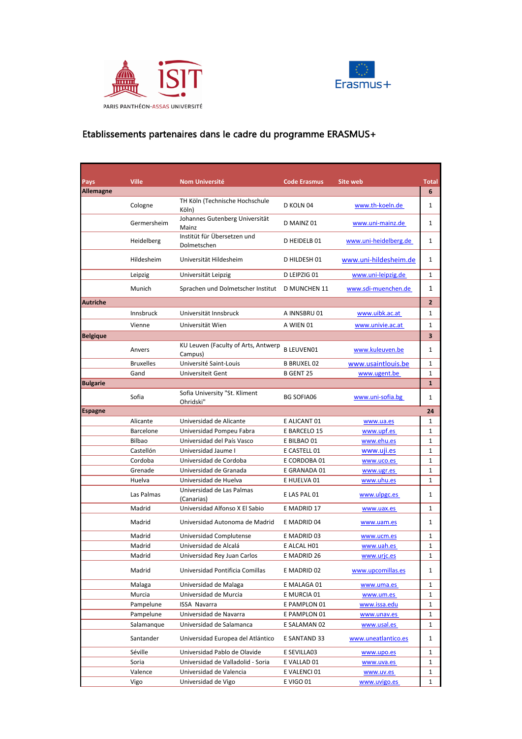PARIS PANTHÉON-ASSAS UNIVERSITÉ

Erasmus+

## Etablissements partenaires dans le cadre du programme ERASMUS+

| Pays | Ville | Nom Université | Code Erasmus | Site web | Total |
|---|---|---|---|---|---|
| **Allemagne** | | | | | **6** |
| | Cologne | TH Köln (Technische Hochschule Köln) | D KOLN 04 | www.th-koeln.de | 1 |
| | Germersheim | Johannes Gutenberg Universität Mainz | D MAINZ 01 | www.uni-mainz.de | 1 |
| | Heidelberg | Institüt für Übersetzen und Dolmetschen | D HEIDELB 01 | www.uni-heidelberg.de | 1 |
| | Hildesheim | Universität Hildesheim | D HILDESH 01 | www.uni-hildesheim.de | 1 |
| | Leipzig | Universität Leipzig | D LEIPZIG 01 | www.uni-leipzig.de | 1 |
| | Munich | Sprachen und Dolmetscher Institut | D MUNCHEN 11 | www.sdi-muenchen.de | 1 |
| **Autriche** | | | | | **2** |
| | Innsbruck | Universität Innsbruck | A INNSBRU 01 | www.uibk.ac.at | 1 |
| | Vienne | Universität Wien | A WIEN 01 | www.univie.ac.at | 1 |
| **Belgique** | | | | | **3** |
| | Anvers | KU Leuven (Faculty of Arts, Antwerp Campus) | B LEUVEN01 | www.kuleuven.be | 1 |
| | Bruxelles | Université Saint-Louis | B BRUXEL 02 | www.usaintlouis.be | 1 |
| | Gand | Universiteit Gent | B GENT 25 | www.ugent.be | 1 |
| **Bulgarie** | | | | | **1** |
| | Sofia | Sofia University "St. Kliment Ohridski" | BG SOFIA06 | www.uni-sofia.bg | 1 |
| **Espagne** | | | | | **24** |
| | Alicante | Universidad de Alicante | E ALICANT 01 | www.ua.es | 1 |
| | Barcelone | Universidad Pompeu Fabra | E BARCELO 15 | www.upf.es | 1 |
| | Bilbao | Universidad del País Vasco | E BILBAO 01 | www.ehu.es | 1 |
| | Castellón | Universidad Jaume I | E CASTELL 01 | www.uji.es | 1 |
| | Cordoba | Universidad de Cordoba | E CORDOBA 01 | www.uco.es | 1 |
| | Grenade | Universidad de Granada | E GRANADA 01 | www.ugr.es | 1 |
| | Huelva | Universidad de Huelva | E HUELVA 01 | www.uhu.es | 1 |
| | Las Palmas | Universidad de Las Palmas (Canarias) | E LAS PAL 01 | www.ulpgc.es | 1 |
| | Madrid | Universidad Alfonso X El Sabio | E MADRID 17 | www.uax.es | 1 |
| | Madrid | Universidad Autonoma de Madrid | E MADRID 04 | www.uam.es | 1 |
| | Madrid | Universidad Complutense | E MADRID 03 | www.ucm.es | 1 |
| | Madrid | Universidad de Alcalá | E ALCAL H01 | www.uah.es | 1 |
| | Madrid | Universidad Rey Juan Carlos | E MADRID 26 | www.urjc.es | 1 |
| | Madrid | Universidad Pontificia Comillas | E MADRID 02 | www.upcomillas.es | 1 |
| | Malaga | Universidad de Malaga | E MALAGA 01 | www.uma.es | 1 |
| | Murcia | Universidad de Murcia | E MURCIA 01 | www.um.es | 1 |
| | Pampelune | ISSA Navarra | E PAMPLON 01 | www.issa.edu | 1 |
| | Pampelune | Universidad de Navarra | E PAMPLON 01 | www.unav.es | 1 |
| | Salamanque | Universidad de Salamanca | E SALAMAN 02 | www.usal.es | 1 |
| | Santander | Universidad Europea del Atlántico | E SANTAND 33 | www.uneatlantico.es | 1 |
| | Séville | Universidad Pablo de Olavide | E SEVILLA03 | www.upo.es | 1 |
| | Soria | Universidad de Valladolid - Soria | E VALLAD 01 | www.uva.es | 1 |
| | Valence | Universidad de Valencia | E VALENCI 01 | www.uv.es | 1 |
| | Vigo | Universidad de Vigo | E VIGO 01 | www.uvigo.es | 1 |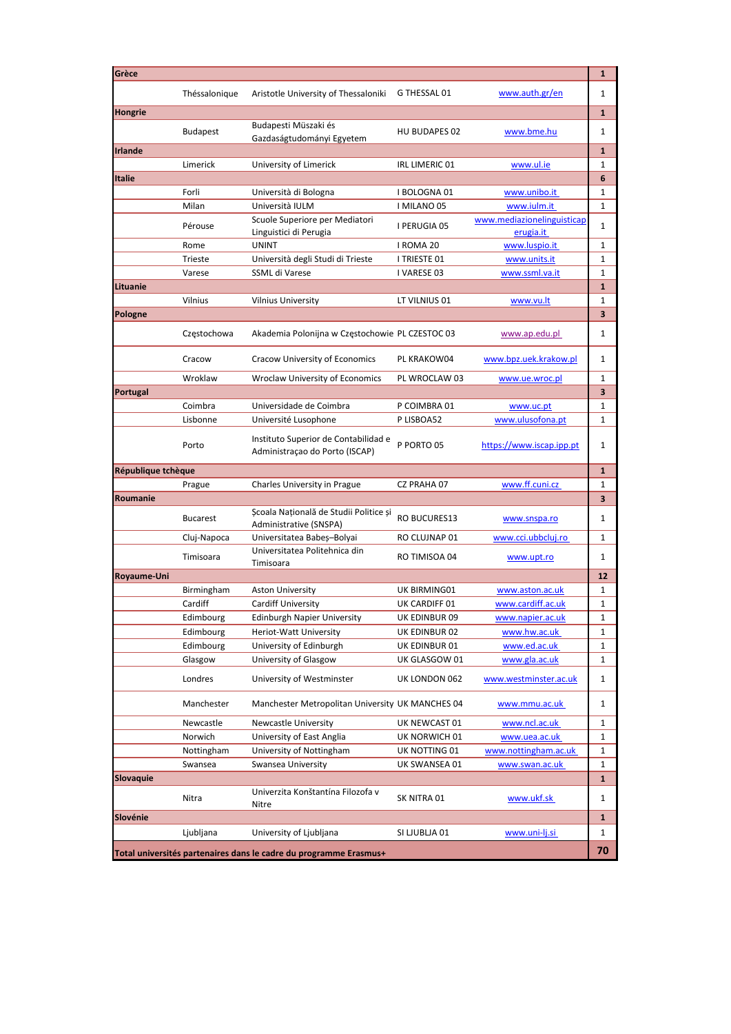| | | | | | |
|---|---|---|---|---|---|
| **Grèce** | | | | | **1** |
| | Théssalonique | Aristotle University of Thessaloniki | G THESSAL 01 | www.auth.gr/en | 1 |
| **Hongrie** | | | | | **1** |
| | Budapest | Budapesti Müszaki és Gazdaságtudományi Egyetem | HU BUDAPES 02 | www.bme.hu | 1 |
| **Irlande** | | | | | **1** |
| | Limerick | University of Limerick | IRL LIMERIC 01 | www.ul.ie | 1 |
| **Italie** | | | | | **6** |
| | Forli | Università di Bologna | I BOLOGNA 01 | www.unibo.it | 1 |
| | Milan | Università IULM | I MILANO 05 | www.iulm.it | 1 |
| | Pérouse | Scuole Superiore per Mediatori Linguistici di Perugia | I PERUGIA 05 | www.mediazionelinguisticaperugia.it | 1 |
| | Rome | UNINT | I ROMA 20 | www.luspio.it | 1 |
| | Trieste | Università degli Studi di Trieste | I TRIESTE 01 | www.units.it | 1 |
| | Varese | SSML di Varese | I VARESE 03 | www.ssml.va.it | 1 |
| **Lituanie** | | | | | **1** |
| | Vilnius | Vilnius University | LT VILNIUS 01 | www.vu.lt | 1 |
| **Pologne** | | | | | **3** |
| | Częstochowa | Akademia Polonijna w Częstochowie | PL CZESTOC 03 | www.ap.edu.pl | 1 |
| | Cracow | Cracow University of Economics | PL KRAKOW04 | www.bpz.uek.krakow.pl | 1 |
| | Wroklaw | Wroclaw University of Economics | PL WROCLAW 03 | www.ue.wroc.pl | 1 |
| **Portugal** | | | | | **3** |
| | Coimbra | Universidade de Coimbra | P COIMBRA 01 | www.uc.pt | 1 |
| | Lisbonne | Université Lusophone | P LISBOA52 | www.ulusofona.pt | 1 |
| | Porto | Instituto Superior de Contabilidad e Administraçao do Porto (ISCAP) | P PORTO 05 | https://www.iscap.ipp.pt | 1 |
| **République tchèque** | | | | | **1** |
| | Prague | Charles University in Prague | CZ PRAHA 07 | www.ff.cuni.cz | 1 |
| **Roumanie** | | | | | **3** |
| | Bucarest | Şcoala Naţională de Studii Politice şi Administrative (SNSPA) | RO BUCURES13 | www.snspa.ro | 1 |
| | Cluj-Napoca | Universitatea Babeş–Bolyai | RO CLUJNAP 01 | www.cci.ubbcluj.ro | 1 |
| | Timisoara | Universitatea Politehnica din Timisoara | RO TIMISOA 04 | www.upt.ro | 1 |
| **Royaume-Uni** | | | | | **12** |
| | Birmingham | Aston University | UK BIRMING01 | www.aston.ac.uk | 1 |
| | Cardiff | Cardiff University | UK CARDIFF 01 | www.cardiff.ac.uk | 1 |
| | Edimbourg | Edinburgh Napier University | UK EDINBUR 09 | www.napier.ac.uk | 1 |
| | Edimbourg | Heriot-Watt University | UK EDINBUR 02 | www.hw.ac.uk | 1 |
| | Edimbourg | University of Edinburgh | UK EDINBUR 01 | www.ed.ac.uk | 1 |
| | Glasgow | University of Glasgow | UK GLASGOW 01 | www.gla.ac.uk | 1 |
| | Londres | University of Westminster | UK LONDON 062 | www.westminster.ac.uk | 1 |
| | Manchester | Manchester Metropolitan University | UK MANCHES 04 | www.mmu.ac.uk | 1 |
| | Newcastle | Newcastle University | UK NEWCAST 01 | www.ncl.ac.uk | 1 |
| | Norwich | University of East Anglia | UK NORWICH 01 | www.uea.ac.uk | 1 |
| | Nottingham | University of Nottingham | UK NOTTING 01 | www.nottingham.ac.uk | 1 |
| | Swansea | Swansea University | UK SWANSEA 01 | www.swan.ac.uk | 1 |
| **Slovaquie** | | | | | **1** |
| | Nitra | Univerzita Konštantína Filozofa v Nitre | SK NITRA 01 | www.ukf.sk | 1 |
| **Slovénie** | | | | | **1** |
| | Ljubljana | University of Ljubljana | SI LJUBLJA 01 | www.uni-lj.si | 1 |
| **Total universités partenaires dans le cadre du programme Erasmus+** | | | | | **70** |